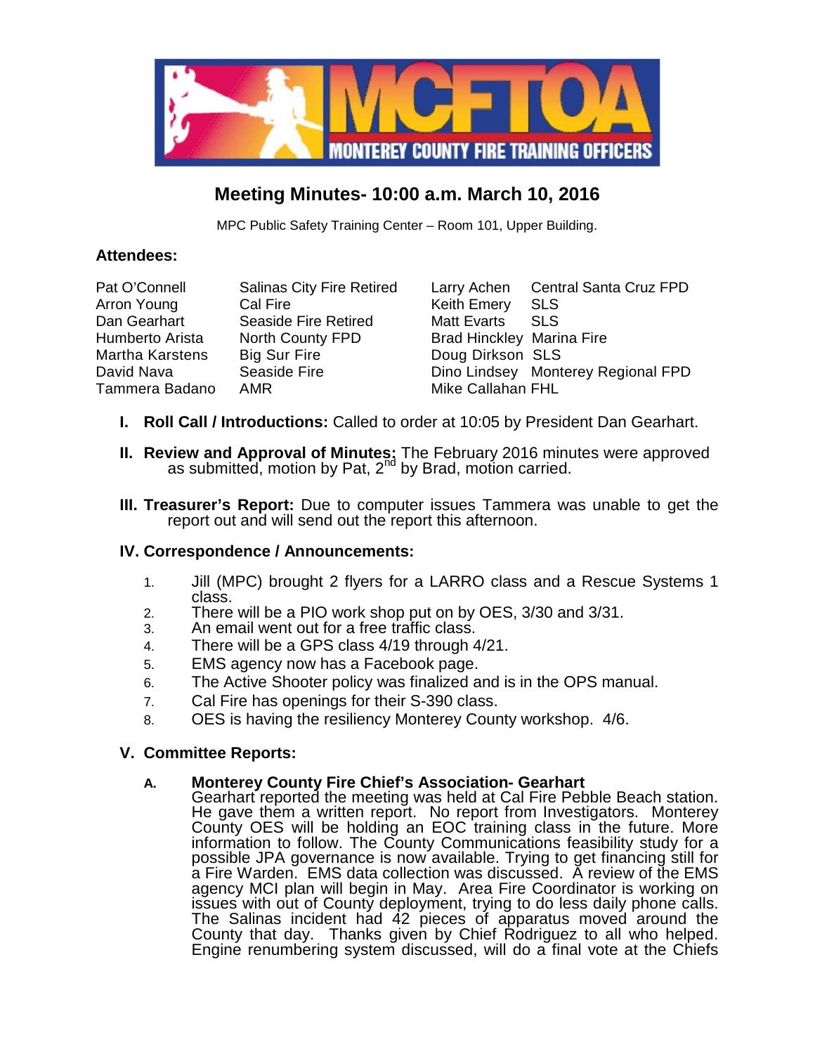# Meeting Minutes- 10:00 a.m. March 10, 2016

MPC Public Safety Training Center – Room 101, Upper Building.

## Attendees:

| | | | |
|---|---|---|---|
| Pat O'Connell | Salinas City Fire Retired | Larry Achen | Central Santa Cruz FPD |
| Arron Young | Cal Fire | Keith Emery | SLS |
| Dan Gearhart | Seaside Fire Retired | Matt Evarts | SLS |
| Humberto Arista | North County FPD | Brad Hinckley | Marina Fire |
| Martha Karstens | Big Sur Fire | Doug Dirkson | SLS |
| David Nava | Seaside Fire | Dino Lindsey | Monterey Regional FPD |
| Tammera Badano | AMR | Mike Callahan | FHL |

**I. Roll Call / Introductions:** Called to order at 10:05 by President Dan Gearhart.

**II. Review and Approval of Minutes:** The February 2016 minutes were approved as submitted, motion by Pat, 2nd by Brad, motion carried.

**III. Treasurer's Report:** Due to computer issues Tammera was unable to get the report out and will send out the report this afternoon.

**IV. Correspondence / Announcements:**

1. Jill (MPC) brought 2 flyers for a LARRO class and a Rescue Systems 1 class.
2. There will be a PIO work shop put on by OES, 3/30 and 3/31.
3. An email went out for a free traffic class.
4. There will be a GPS class 4/19 through 4/21.
5. EMS agency now has a Facebook page.
6. The Active Shooter policy was finalized and is in the OPS manual.
7. Cal Fire has openings for their S-390 class.
8. OES is having the resiliency Monterey County workshop. 4/6.

**V. Committee Reports:**

A. **Monterey County Fire Chief's Association- Gearhart**
Gearhart reported the meeting was held at Cal Fire Pebble Beach station. He gave them a written report. No report from Investigators. Monterey County OES will be holding an EOC training class in the future. More information to follow. The County Communications feasibility study for a possible JPA governance is now available. Trying to get financing still for a Fire Warden. EMS data collection was discussed. A review of the EMS agency MCI plan will begin in May. Area Fire Coordinator is working on issues with out of County deployment, trying to do less daily phone calls. The Salinas incident had 42 pieces of apparatus moved around the County that day. Thanks given by Chief Rodriguez to all who helped. Engine renumbering system discussed, will do a final vote at the Chiefs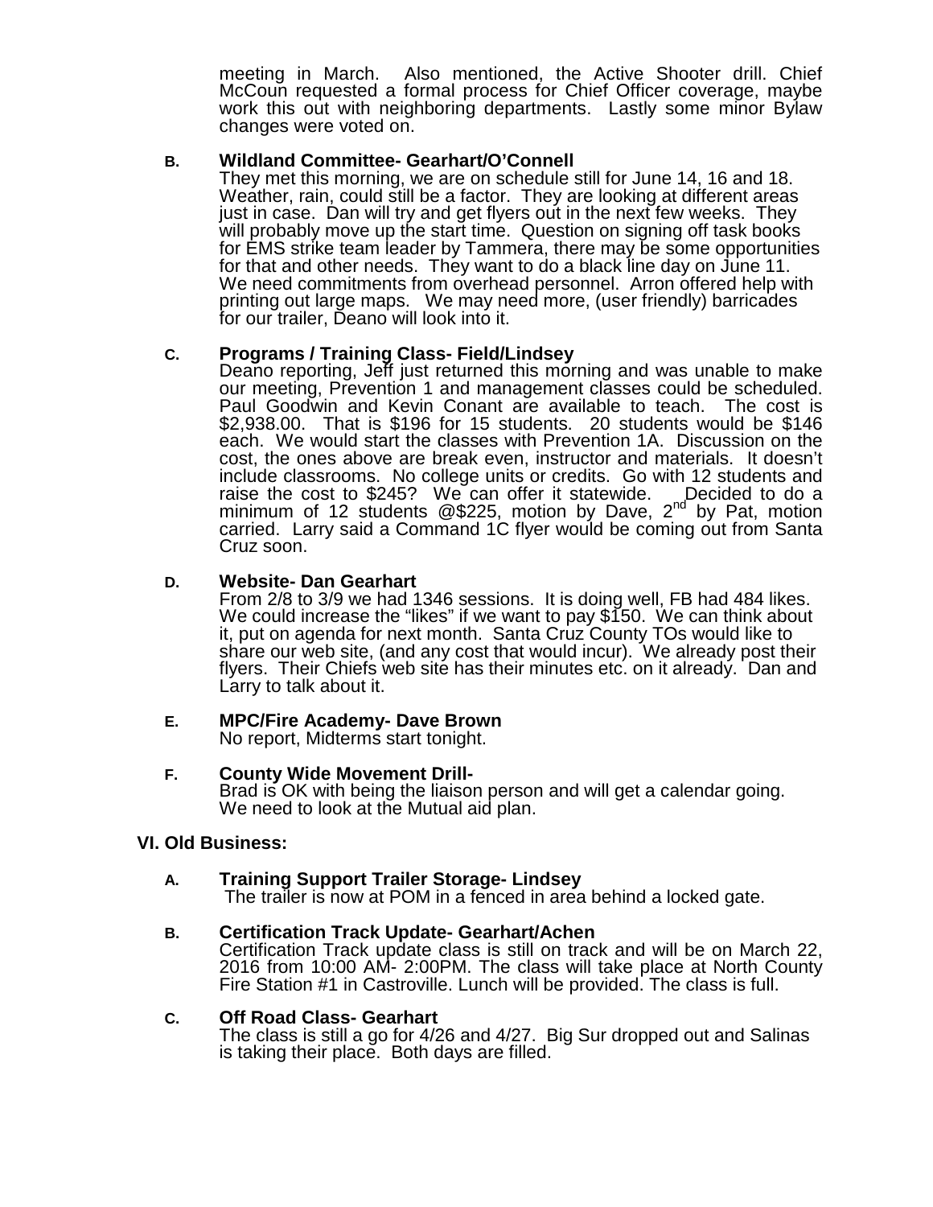meeting in March. Also mentioned, the Active Shooter drill. Chief McCoun requested a formal process for Chief Officer coverage, maybe work this out with neighboring departments. Lastly some minor Bylaw changes were voted on.

**B. Wildland Committee- Gearhart/O'Connell**

They met this morning, we are on schedule still for June 14, 16 and 18. Weather, rain, could still be a factor. They are looking at different areas just in case. Dan will try and get flyers out in the next few weeks. They will probably move up the start time. Question on signing off task books for EMS strike team leader by Tammera, there may be some opportunities for that and other needs. They want to do a black line day on June 11. We need commitments from overhead personnel. Arron offered help with printing out large maps. We may need more, (user friendly) barricades for our trailer, Deano will look into it.

**C. Programs / Training Class- Field/Lindsey**

Deano reporting, Jeff just returned this morning and was unable to make our meeting, Prevention 1 and management classes could be scheduled. Paul Goodwin and Kevin Conant are available to teach. The cost is $2,938.00. That is $196 for 15 students. 20 students would be $146 each. We would start the classes with Prevention 1A. Discussion on the cost, the ones above are break even, instructor and materials. It doesn't include classrooms. No college units or credits. Go with 12 students and raise the cost to $245? We can offer it statewide. Decided to do a minimum of 12 students @$225, motion by Dave, 2nd by Pat, motion carried. Larry said a Command 1C flyer would be coming out from Santa Cruz soon.

**D. Website- Dan Gearhart**

From 2/8 to 3/9 we had 1346 sessions. It is doing well, FB had 484 likes. We could increase the "likes" if we want to pay $150. We can think about it, put on agenda for next month. Santa Cruz County TOs would like to share our web site, (and any cost that would incur). We already post their flyers. Their Chiefs web site has their minutes etc. on it already. Dan and Larry to talk about it.

**E. MPC/Fire Academy- Dave Brown**

No report, Midterms start tonight.

**F. County Wide Movement Drill-**

Brad is OK with being the liaison person and will get a calendar going. We need to look at the Mutual aid plan.

## VI. Old Business:

**A. Training Support Trailer Storage- Lindsey**

The trailer is now at POM in a fenced in area behind a locked gate.

**B. Certification Track Update- Gearhart/Achen**

Certification Track update class is still on track and will be on March 22, 2016 from 10:00 AM- 2:00PM. The class will take place at North County Fire Station #1 in Castroville. Lunch will be provided. The class is full.

**C. Off Road Class- Gearhart**

The class is still a go for 4/26 and 4/27. Big Sur dropped out and Salinas is taking their place. Both days are filled.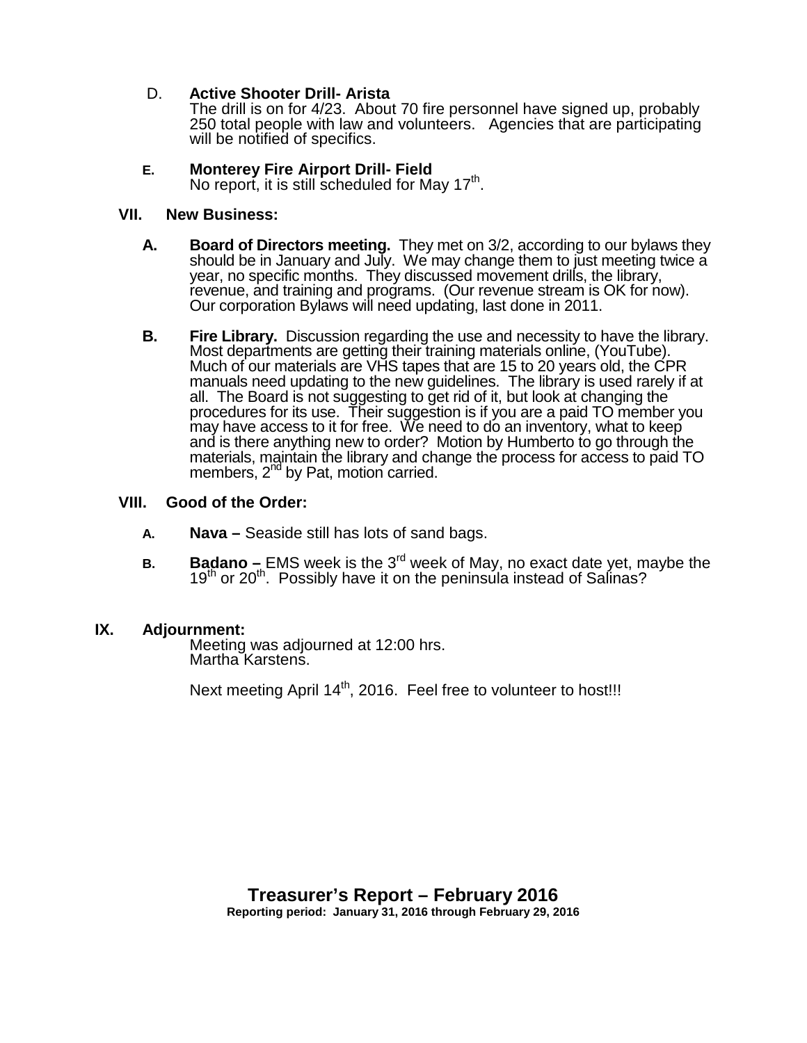D. **Active Shooter Drill- Arista**
The drill is on for 4/23. About 70 fire personnel have signed up, probably 250 total people with law and volunteers. Agencies that are participating will be notified of specifics.

E. **Monterey Fire Airport Drill- Field**
No report, it is still scheduled for May 17th.

## VII. New Business:

**A. Board of Directors meeting.** They met on 3/2, according to our bylaws they should be in January and July. We may change them to just meeting twice a year, no specific months. They discussed movement drills, the library, revenue, and training and programs. (Our revenue stream is OK for now). Our corporation Bylaws will need updating, last done in 2011.

**B. Fire Library.** Discussion regarding the use and necessity to have the library. Most departments are getting their training materials online, (YouTube). Much of our materials are VHS tapes that are 15 to 20 years old, the CPR manuals need updating to the new guidelines. The library is used rarely if at all. The Board is not suggesting to get rid of it, but look at changing the procedures for its use. Their suggestion is if you are a paid TO member you may have access to it for free. We need to do an inventory, what to keep and is there anything new to order? Motion by Humberto to go through the materials, maintain the library and change the process for access to paid TO members, 2nd by Pat, motion carried.

## VIII. Good of the Order:

**A. Nava –** Seaside still has lots of sand bags.

**B. Badano –** EMS week is the 3rd week of May, no exact date yet, maybe the 19th or 20th. Possibly have it on the peninsula instead of Salinas?

## IX. Adjournment:

Meeting was adjourned at 12:00 hrs.
Martha Karstens.

Next meeting April 14th, 2016. Feel free to volunteer to host!!!

# Treasurer's Report – February 2016

**Reporting period: January 31, 2016 through February 29, 2016**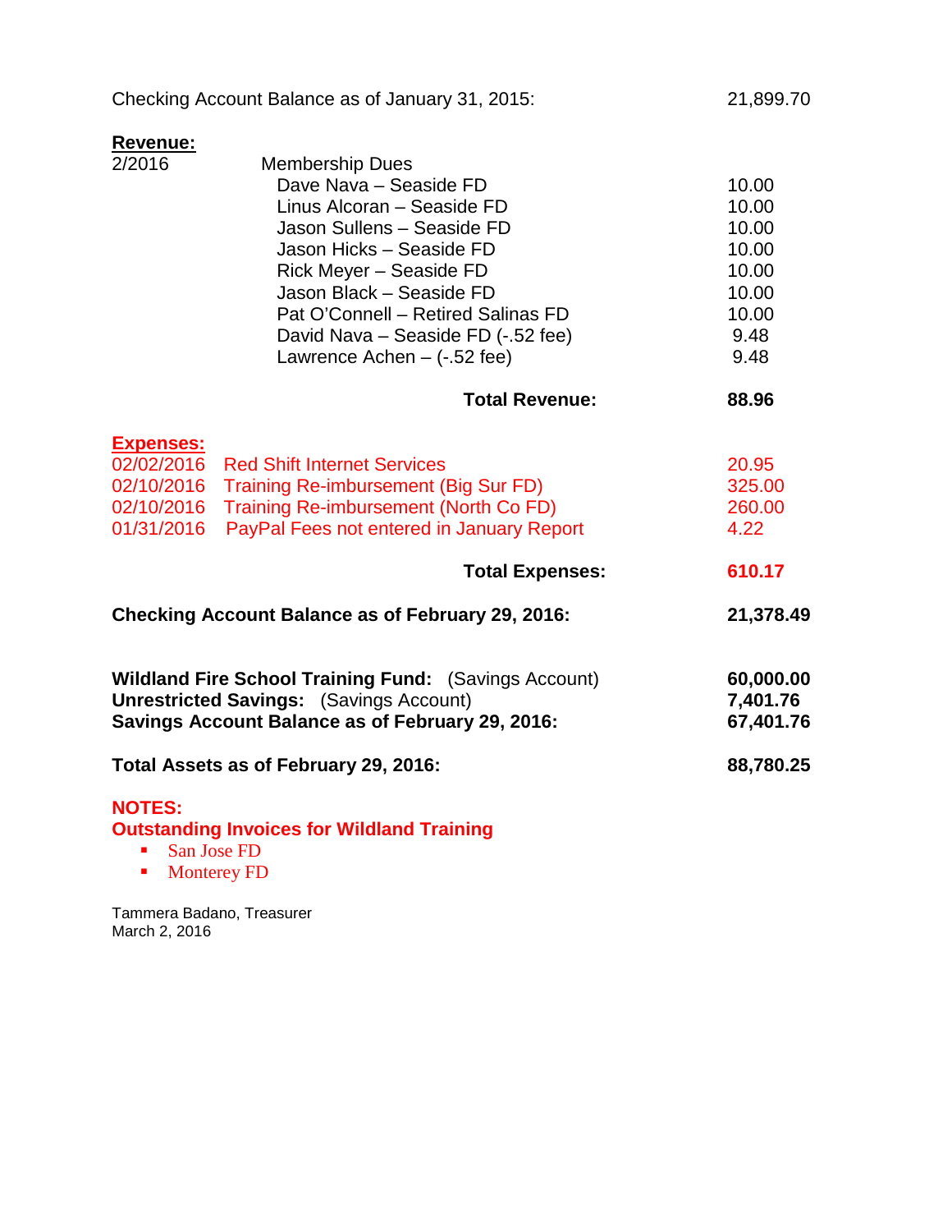Checking Account Balance as of January 31, 2015: 21,899.70

**Revenue:**

| | | |
|---|---|---|
| 2/2016 | Membership Dues | |
| | Dave Nava – Seaside FD | 10.00 |
| | Linus Alcoran – Seaside FD | 10.00 |
| | Jason Sullens – Seaside FD | 10.00 |
| | Jason Hicks – Seaside FD | 10.00 |
| | Rick Meyer – Seaside FD | 10.00 |
| | Jason Black – Seaside FD | 10.00 |
| | Pat O'Connell – Retired Salinas FD | 10.00 |
| | David Nava – Seaside FD (-.52 fee) | 9.48 |
| | Lawrence Achen – (-.52 fee) | 9.48 |
| | **Total Revenue:** | **88.96** |

**Expenses:**

| | | |
|---|---|---|
| 02/02/2016 | Red Shift Internet Services | 20.95 |
| 02/10/2016 | Training Re-imbursement (Big Sur FD) | 325.00 |
| 02/10/2016 | Training Re-imbursement (North Co FD) | 260.00 |
| 01/31/2016 | PayPal Fees not entered in January Report | 4.22 |
| | **Total Expenses:** | **610.17** |

**Checking Account Balance as of February 29, 2016: 21,378.49**

**Wildland Fire School Training Fund:** (Savings Account) **60,000.00**
**Unrestricted Savings:** (Savings Account) **7,401.76**
**Savings Account Balance as of February 29, 2016: 67,401.76**

**Total Assets as of February 29, 2016: 88,780.25**

**NOTES:**
**Outstanding Invoices for Wildland Training**

- San Jose FD
- Monterey FD

Tammera Badano, Treasurer
March 2, 2016